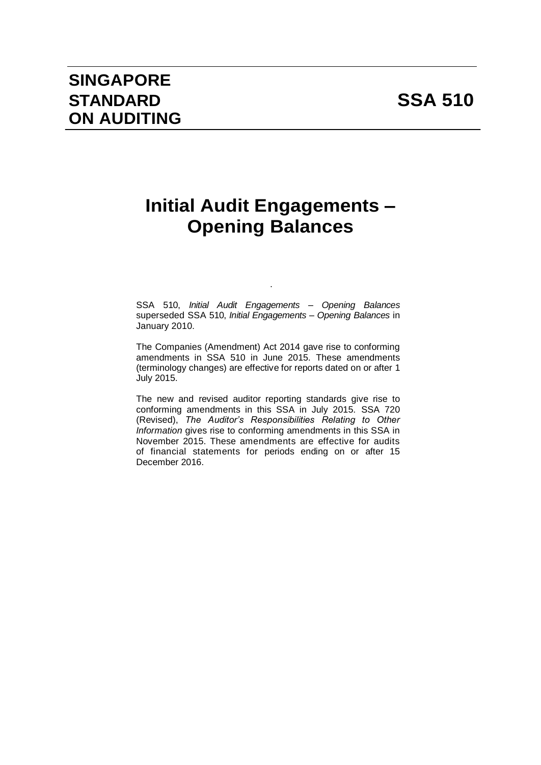# SINGAPORE STANDARD ON AUDITING

# SSA 510

# Initial Audit Engagements – Opening Balances

SSA 510, *Initial Audit Engagements – Opening Balances* superseded SSA 510, *Initial Engagements – Opening Balances* in January 2010.

The Companies (Amendment) Act 2014 gave rise to conforming amendments in SSA 510 in June 2015. These amendments (terminology changes) are effective for reports dated on or after 1 July 2015.

The new and revised auditor reporting standards give rise to conforming amendments in this SSA in July 2015. SSA 720 (Revised), *The Auditor's Responsibilities Relating to Other Information* gives rise to conforming amendments in this SSA in November 2015. These amendments are effective for audits of financial statements for periods ending on or after 15 December 2016.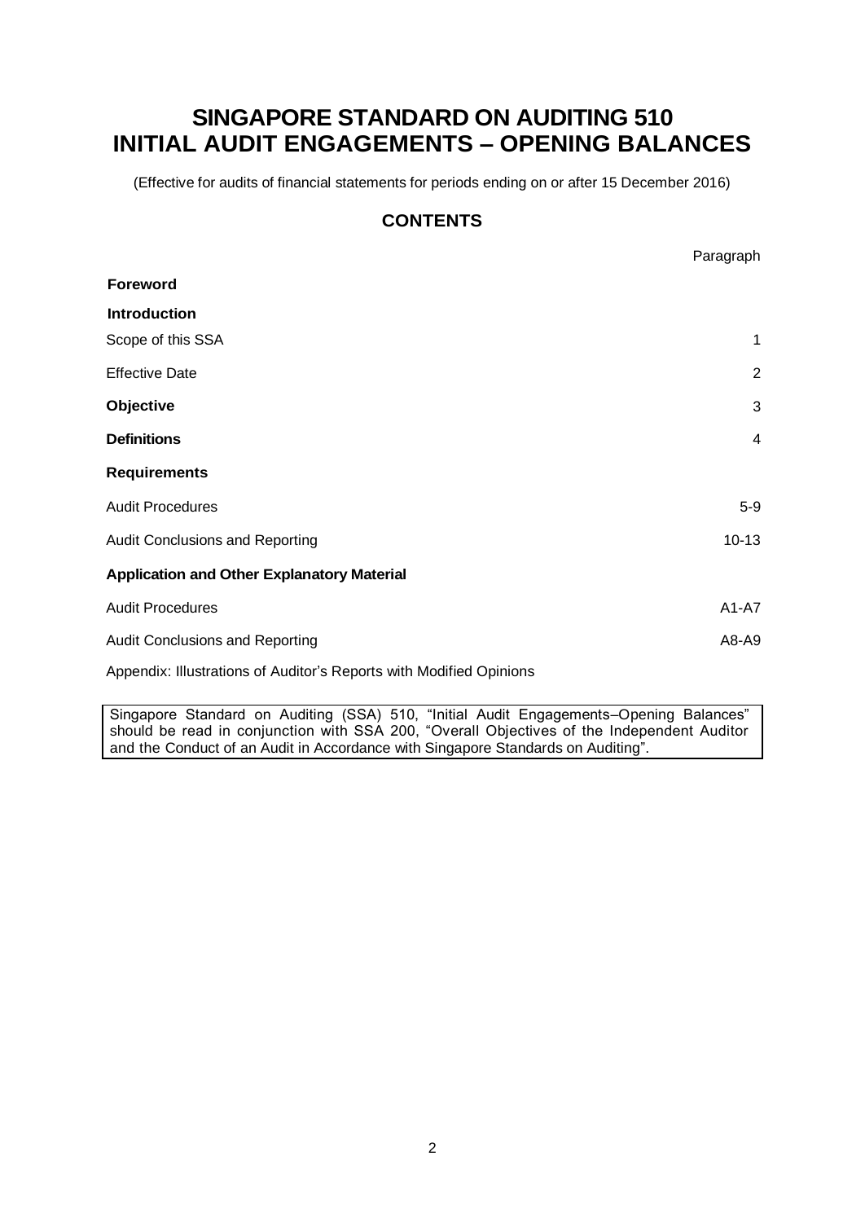# SINGAPORE STANDARD ON AUDITING 510
# INITIAL AUDIT ENGAGEMENTS – OPENING BALANCES

(Effective for audits of financial statements for periods ending on or after 15 December 2016)

## CONTENTS

| | Paragraph |
|---|---|
| **Foreword** | |
| **Introduction** | |
| Scope of this SSA | 1 |
| Effective Date | 2 |
| **Objective** | 3 |
| **Definitions** | 4 |
| **Requirements** | |
| Audit Procedures | 5-9 |
| Audit Conclusions and Reporting | 10-13 |
| **Application and Other Explanatory Material** | |
| Audit Procedures | A1-A7 |
| Audit Conclusions and Reporting | A8-A9 |
| Appendix: Illustrations of Auditor's Reports with Modified Opinions | |

Singapore Standard on Auditing (SSA) 510, "Initial Audit Engagements–Opening Balances" should be read in conjunction with SSA 200, "Overall Objectives of the Independent Auditor and the Conduct of an Audit in Accordance with Singapore Standards on Auditing".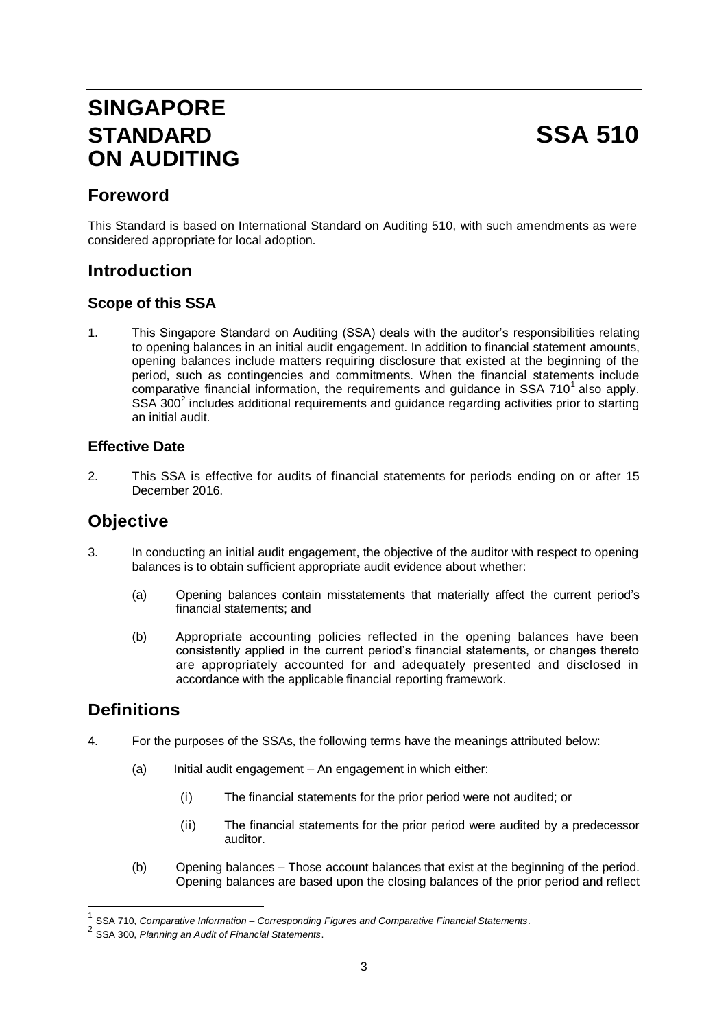# SINGAPORE STANDARD ON AUDITING

# SSA 510

## Foreword

This Standard is based on International Standard on Auditing 510, with such amendments as were considered appropriate for local adoption.

## Introduction

### Scope of this SSA

1. This Singapore Standard on Auditing (SSA) deals with the auditor's responsibilities relating to opening balances in an initial audit engagement. In addition to financial statement amounts, opening balances include matters requiring disclosure that existed at the beginning of the period, such as contingencies and commitments. When the financial statements include comparative financial information, the requirements and guidance in SSA 710[1] also apply. SSA 300[2] includes additional requirements and guidance regarding activities prior to starting an initial audit.

### Effective Date

2. This SSA is effective for audits of financial statements for periods ending on or after 15 December 2016.

## Objective

3. In conducting an initial audit engagement, the objective of the auditor with respect to opening balances is to obtain sufficient appropriate audit evidence about whether:

   (a) Opening balances contain misstatements that materially affect the current period's financial statements; and

   (b) Appropriate accounting policies reflected in the opening balances have been consistently applied in the current period's financial statements, or changes thereto are appropriately accounted for and adequately presented and disclosed in accordance with the applicable financial reporting framework.

## Definitions

4. For the purposes of the SSAs, the following terms have the meanings attributed below:

   (a) Initial audit engagement – An engagement in which either:

      (i) The financial statements for the prior period were not audited; or

      (ii) The financial statements for the prior period were audited by a predecessor auditor.

   (b) Opening balances – Those account balances that exist at the beginning of the period. Opening balances are based upon the closing balances of the prior period and reflect

---

[1] SSA 710, *Comparative Information – Corresponding Figures and Comparative Financial Statements*.

[2] SSA 300, *Planning an Audit of Financial Statements*.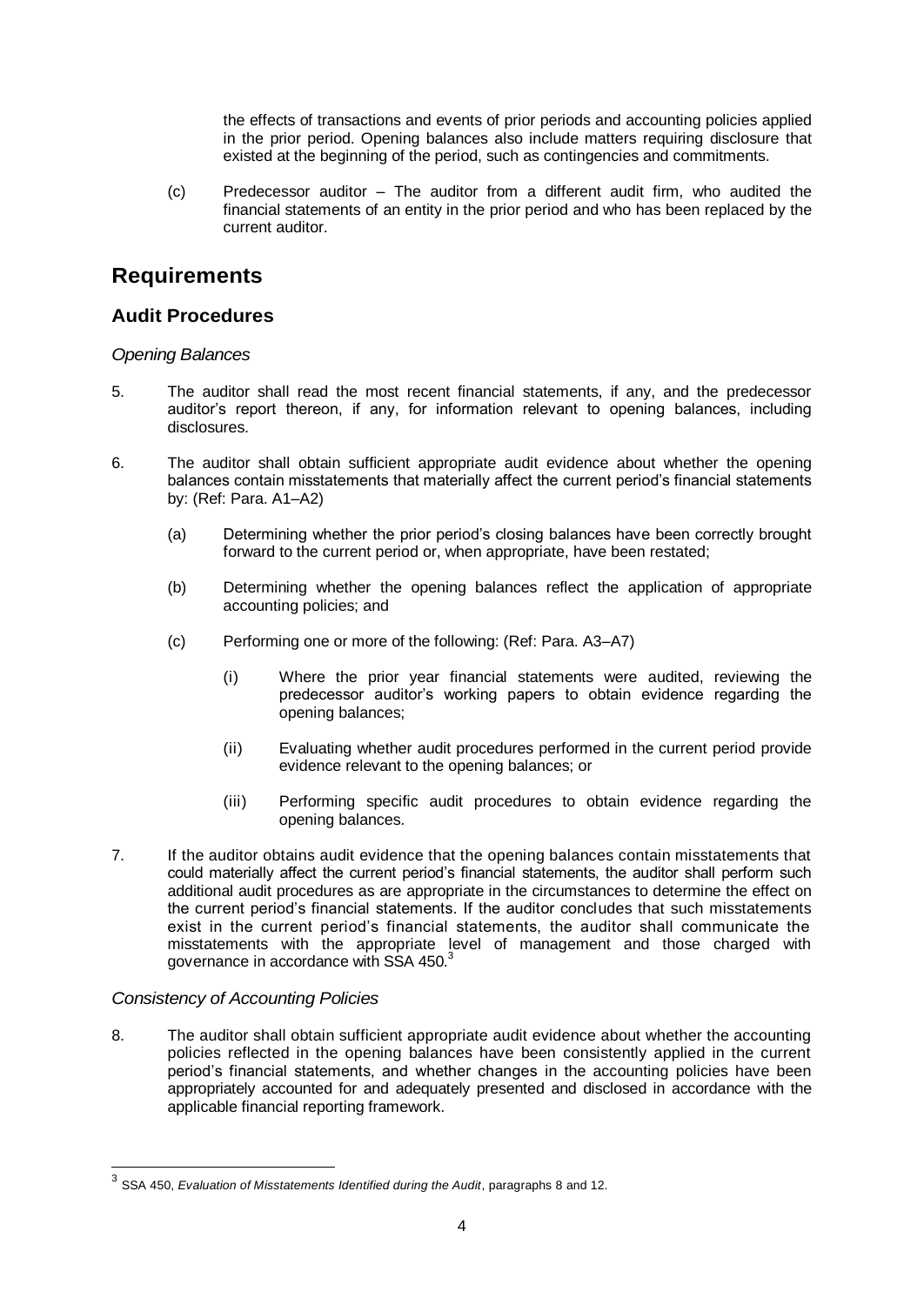the effects of transactions and events of prior periods and accounting policies applied in the prior period. Opening balances also include matters requiring disclosure that existed at the beginning of the period, such as contingencies and commitments.

(c) Predecessor auditor – The auditor from a different audit firm, who audited the financial statements of an entity in the prior period and who has been replaced by the current auditor.

# Requirements

## Audit Procedures

### *Opening Balances*

5. The auditor shall read the most recent financial statements, if any, and the predecessor auditor's report thereon, if any, for information relevant to opening balances, including disclosures.

6. The auditor shall obtain sufficient appropriate audit evidence about whether the opening balances contain misstatements that materially affect the current period's financial statements by: (Ref: Para. A1–A2)

   (a) Determining whether the prior period's closing balances have been correctly brought forward to the current period or, when appropriate, have been restated;

   (b) Determining whether the opening balances reflect the application of appropriate accounting policies; and

   (c) Performing one or more of the following: (Ref: Para. A3–A7)

      (i) Where the prior year financial statements were audited, reviewing the predecessor auditor's working papers to obtain evidence regarding the opening balances;

      (ii) Evaluating whether audit procedures performed in the current period provide evidence relevant to the opening balances; or

      (iii) Performing specific audit procedures to obtain evidence regarding the opening balances.

7. If the auditor obtains audit evidence that the opening balances contain misstatements that could materially affect the current period's financial statements, the auditor shall perform such additional audit procedures as are appropriate in the circumstances to determine the effect on the current period's financial statements. If the auditor concludes that such misstatements exist in the current period's financial statements, the auditor shall communicate the misstatements with the appropriate level of management and those charged with governance in accordance with SSA 450.[3]

### *Consistency of Accounting Policies*

8. The auditor shall obtain sufficient appropriate audit evidence about whether the accounting policies reflected in the opening balances have been consistently applied in the current period's financial statements, and whether changes in the accounting policies have been appropriately accounted for and adequately presented and disclosed in accordance with the applicable financial reporting framework.

[3] SSA 450, *Evaluation of Misstatements Identified during the Audit*, paragraphs 8 and 12.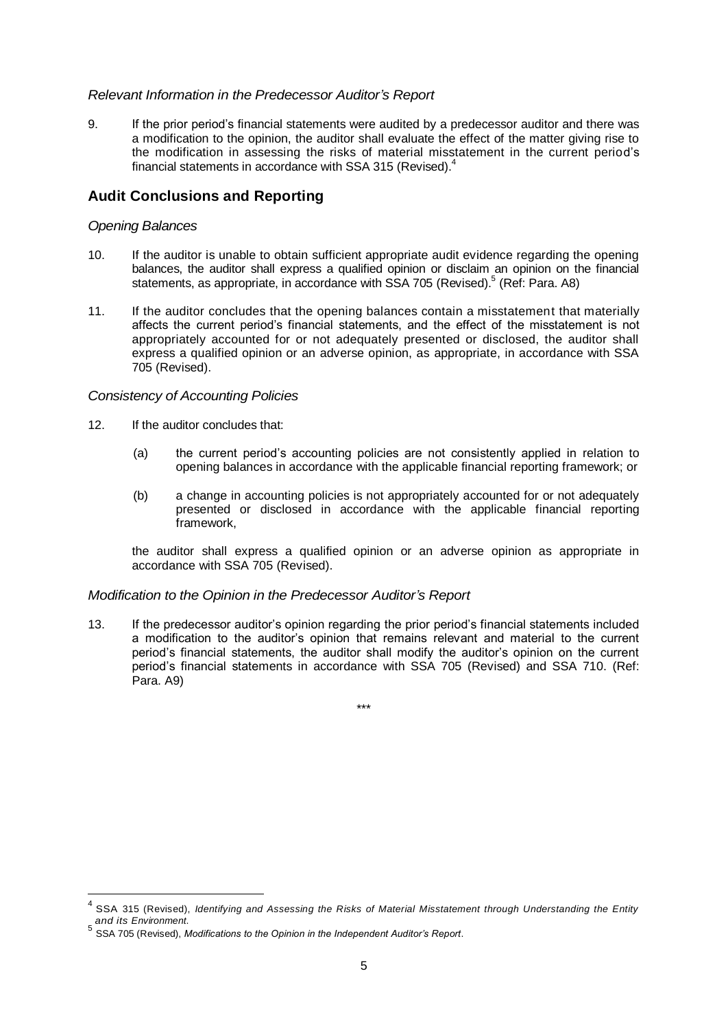*Relevant Information in the Predecessor Auditor's Report*

9. If the prior period's financial statements were audited by a predecessor auditor and there was a modification to the opinion, the auditor shall evaluate the effect of the matter giving rise to the modification in assessing the risks of material misstatement in the current period's financial statements in accordance with SSA 315 (Revised).[4]

## Audit Conclusions and Reporting

*Opening Balances*

10. If the auditor is unable to obtain sufficient appropriate audit evidence regarding the opening balances, the auditor shall express a qualified opinion or disclaim an opinion on the financial statements, as appropriate, in accordance with SSA 705 (Revised).[5] (Ref: Para. A8)

11. If the auditor concludes that the opening balances contain a misstatement that materially affects the current period's financial statements, and the effect of the misstatement is not appropriately accounted for or not adequately presented or disclosed, the auditor shall express a qualified opinion or an adverse opinion, as appropriate, in accordance with SSA 705 (Revised).

*Consistency of Accounting Policies*

12. If the auditor concludes that:

    (a) the current period's accounting policies are not consistently applied in relation to opening balances in accordance with the applicable financial reporting framework; or

    (b) a change in accounting policies is not appropriately accounted for or not adequately presented or disclosed in accordance with the applicable financial reporting framework,

    the auditor shall express a qualified opinion or an adverse opinion as appropriate in accordance with SSA 705 (Revised).

*Modification to the Opinion in the Predecessor Auditor's Report*

13. If the predecessor auditor's opinion regarding the prior period's financial statements included a modification to the auditor's opinion that remains relevant and material to the current period's financial statements, the auditor shall modify the auditor's opinion on the current period's financial statements in accordance with SSA 705 (Revised) and SSA 710. (Ref: Para. A9)

\*\*\*

---

[4] SSA 315 (Revised), *Identifying and Assessing the Risks of Material Misstatement through Understanding the Entity and its Environment*.

[5] SSA 705 (Revised), *Modifications to the Opinion in the Independent Auditor's Report*.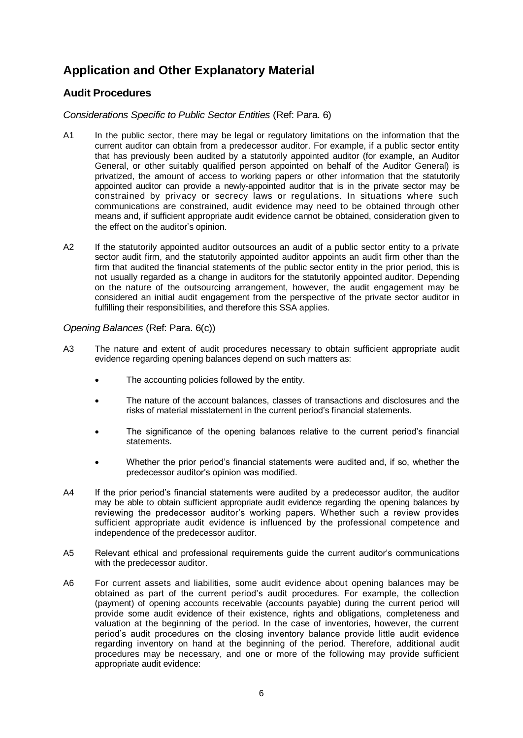# Application and Other Explanatory Material

## Audit Procedures

*Considerations Specific to Public Sector Entities* (Ref: Para. 6)

A1 In the public sector, there may be legal or regulatory limitations on the information that the current auditor can obtain from a predecessor auditor. For example, if a public sector entity that has previously been audited by a statutorily appointed auditor (for example, an Auditor General, or other suitably qualified person appointed on behalf of the Auditor General) is privatized, the amount of access to working papers or other information that the statutorily appointed auditor can provide a newly-appointed auditor that is in the private sector may be constrained by privacy or secrecy laws or regulations. In situations where such communications are constrained, audit evidence may need to be obtained through other means and, if sufficient appropriate audit evidence cannot be obtained, consideration given to the effect on the auditor's opinion.

A2 If the statutorily appointed auditor outsources an audit of a public sector entity to a private sector audit firm, and the statutorily appointed auditor appoints an audit firm other than the firm that audited the financial statements of the public sector entity in the prior period, this is not usually regarded as a change in auditors for the statutorily appointed auditor. Depending on the nature of the outsourcing arrangement, however, the audit engagement may be considered an initial audit engagement from the perspective of the private sector auditor in fulfilling their responsibilities, and therefore this SSA applies.

*Opening Balances* (Ref: Para. 6(c))

A3 The nature and extent of audit procedures necessary to obtain sufficient appropriate audit evidence regarding opening balances depend on such matters as:

- The accounting policies followed by the entity.
- The nature of the account balances, classes of transactions and disclosures and the risks of material misstatement in the current period's financial statements.
- The significance of the opening balances relative to the current period's financial statements.
- Whether the prior period's financial statements were audited and, if so, whether the predecessor auditor's opinion was modified.

A4 If the prior period's financial statements were audited by a predecessor auditor, the auditor may be able to obtain sufficient appropriate audit evidence regarding the opening balances by reviewing the predecessor auditor's working papers. Whether such a review provides sufficient appropriate audit evidence is influenced by the professional competence and independence of the predecessor auditor.

A5 Relevant ethical and professional requirements guide the current auditor's communications with the predecessor auditor.

A6 For current assets and liabilities, some audit evidence about opening balances may be obtained as part of the current period's audit procedures. For example, the collection (payment) of opening accounts receivable (accounts payable) during the current period will provide some audit evidence of their existence, rights and obligations, completeness and valuation at the beginning of the period. In the case of inventories, however, the current period's audit procedures on the closing inventory balance provide little audit evidence regarding inventory on hand at the beginning of the period. Therefore, additional audit procedures may be necessary, and one or more of the following may provide sufficient appropriate audit evidence: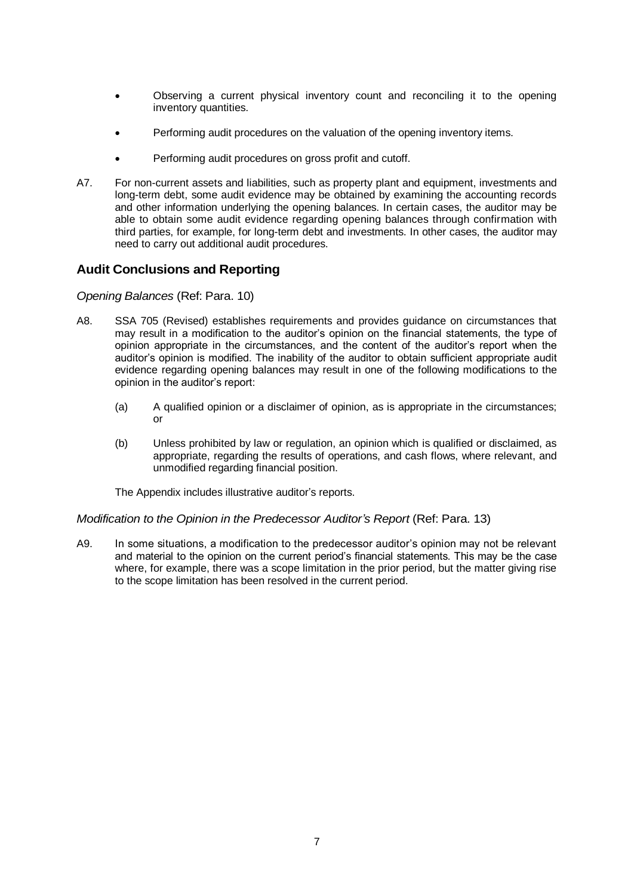- Observing a current physical inventory count and reconciling it to the opening inventory quantities.
- Performing audit procedures on the valuation of the opening inventory items.
- Performing audit procedures on gross profit and cutoff.

A7. For non-current assets and liabilities, such as property plant and equipment, investments and long-term debt, some audit evidence may be obtained by examining the accounting records and other information underlying the opening balances. In certain cases, the auditor may be able to obtain some audit evidence regarding opening balances through confirmation with third parties, for example, for long-term debt and investments. In other cases, the auditor may need to carry out additional audit procedures.

## Audit Conclusions and Reporting

*Opening Balances* (Ref: Para. 10)

A8. SSA 705 (Revised) establishes requirements and provides guidance on circumstances that may result in a modification to the auditor's opinion on the financial statements, the type of opinion appropriate in the circumstances, and the content of the auditor's report when the auditor's opinion is modified. The inability of the auditor to obtain sufficient appropriate audit evidence regarding opening balances may result in one of the following modifications to the opinion in the auditor's report:

(a) A qualified opinion or a disclaimer of opinion, as is appropriate in the circumstances; or

(b) Unless prohibited by law or regulation, an opinion which is qualified or disclaimed, as appropriate, regarding the results of operations, and cash flows, where relevant, and unmodified regarding financial position.

The Appendix includes illustrative auditor's reports.

*Modification to the Opinion in the Predecessor Auditor's Report* (Ref: Para. 13)

A9. In some situations, a modification to the predecessor auditor's opinion may not be relevant and material to the opinion on the current period's financial statements. This may be the case where, for example, there was a scope limitation in the prior period, but the matter giving rise to the scope limitation has been resolved in the current period.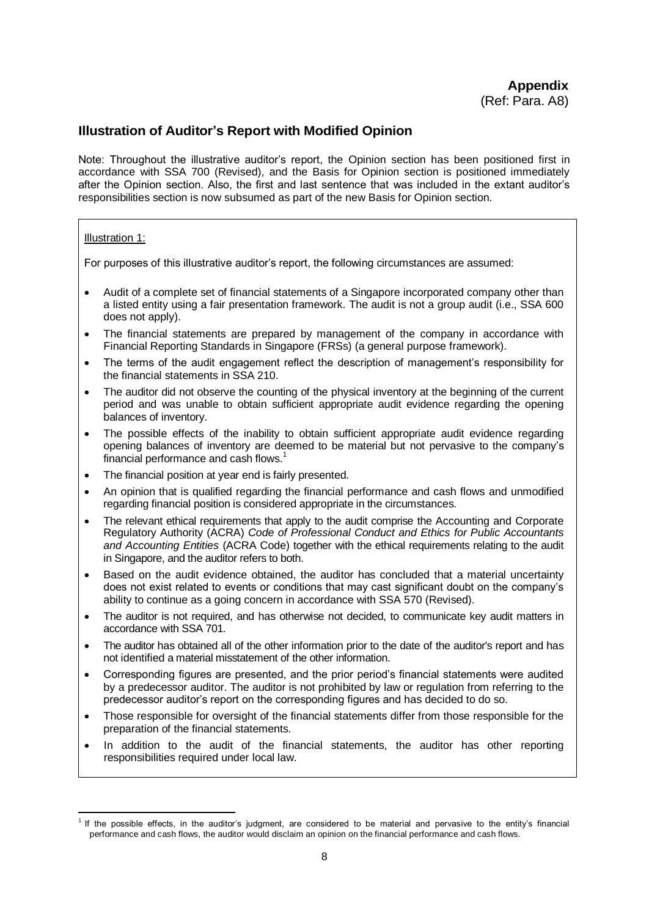**Appendix**
(Ref: Para. A8)

## Illustration of Auditor's Report with Modified Opinion

Note: Throughout the illustrative auditor's report, the Opinion section has been positioned first in accordance with SSA 700 (Revised), and the Basis for Opinion section is positioned immediately after the Opinion section. Also, the first and last sentence that was included in the extant auditor's responsibilities section is now subsumed as part of the new Basis for Opinion section.

Illustration 1:

For purposes of this illustrative auditor's report, the following circumstances are assumed:

- Audit of a complete set of financial statements of a Singapore incorporated company other than a listed entity using a fair presentation framework. The audit is not a group audit (i.e., SSA 600 does not apply).
- The financial statements are prepared by management of the company in accordance with Financial Reporting Standards in Singapore (FRSs) (a general purpose framework).
- The terms of the audit engagement reflect the description of management's responsibility for the financial statements in SSA 210.
- The auditor did not observe the counting of the physical inventory at the beginning of the current period and was unable to obtain sufficient appropriate audit evidence regarding the opening balances of inventory.
- The possible effects of the inability to obtain sufficient appropriate audit evidence regarding opening balances of inventory are deemed to be material but not pervasive to the company's financial performance and cash flows.[1]
- The financial position at year end is fairly presented.
- An opinion that is qualified regarding the financial performance and cash flows and unmodified regarding financial position is considered appropriate in the circumstances.
- The relevant ethical requirements that apply to the audit comprise the Accounting and Corporate Regulatory Authority (ACRA) *Code of Professional Conduct and Ethics for Public Accountants and Accounting Entities* (ACRA Code) together with the ethical requirements relating to the audit in Singapore, and the auditor refers to both.
- Based on the audit evidence obtained, the auditor has concluded that a material uncertainty does not exist related to events or conditions that may cast significant doubt on the company's ability to continue as a going concern in accordance with SSA 570 (Revised).
- The auditor is not required, and has otherwise not decided, to communicate key audit matters in accordance with SSA 701.
- The auditor has obtained all of the other information prior to the date of the auditor's report and has not identified a material misstatement of the other information.
- Corresponding figures are presented, and the prior period's financial statements were audited by a predecessor auditor. The auditor is not prohibited by law or regulation from referring to the predecessor auditor's report on the corresponding figures and has decided to do so.
- Those responsible for oversight of the financial statements differ from those responsible for the preparation of the financial statements.
- In addition to the audit of the financial statements, the auditor has other reporting responsibilities required under local law.

---

[1] If the possible effects, in the auditor's judgment, are considered to be material and pervasive to the entity's financial performance and cash flows, the auditor would disclaim an opinion on the financial performance and cash flows.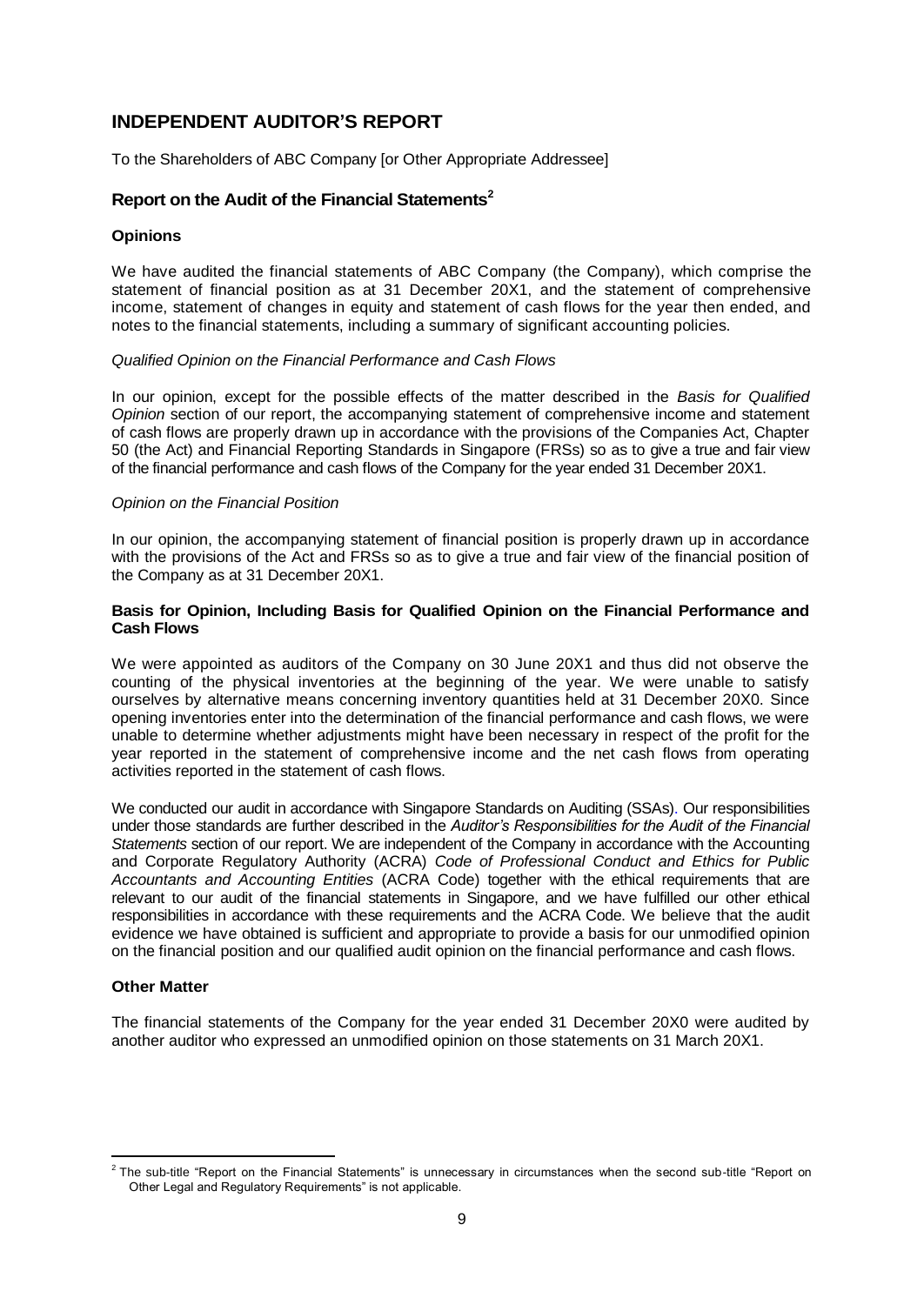## INDEPENDENT AUDITOR'S REPORT

To the Shareholders of ABC Company [or Other Appropriate Addressee]

### Report on the Audit of the Financial Statements[2]

#### Opinions

We have audited the financial statements of ABC Company (the Company), which comprise the statement of financial position as at 31 December 20X1, and the statement of comprehensive income, statement of changes in equity and statement of cash flows for the year then ended, and notes to the financial statements, including a summary of significant accounting policies.

*Qualified Opinion on the Financial Performance and Cash Flows*

In our opinion, except for the possible effects of the matter described in the *Basis for Qualified Opinion* section of our report, the accompanying statement of comprehensive income and statement of cash flows are properly drawn up in accordance with the provisions of the Companies Act, Chapter 50 (the Act) and Financial Reporting Standards in Singapore (FRSs) so as to give a true and fair view of the financial performance and cash flows of the Company for the year ended 31 December 20X1.

*Opinion on the Financial Position*

In our opinion, the accompanying statement of financial position is properly drawn up in accordance with the provisions of the Act and FRSs so as to give a true and fair view of the financial position of the Company as at 31 December 20X1.

#### Basis for Opinion, Including Basis for Qualified Opinion on the Financial Performance and Cash Flows

We were appointed as auditors of the Company on 30 June 20X1 and thus did not observe the counting of the physical inventories at the beginning of the year. We were unable to satisfy ourselves by alternative means concerning inventory quantities held at 31 December 20X0. Since opening inventories enter into the determination of the financial performance and cash flows, we were unable to determine whether adjustments might have been necessary in respect of the profit for the year reported in the statement of comprehensive income and the net cash flows from operating activities reported in the statement of cash flows.

We conducted our audit in accordance with Singapore Standards on Auditing (SSAs). Our responsibilities under those standards are further described in the *Auditor's Responsibilities for the Audit of the Financial Statements* section of our report. We are independent of the Company in accordance with the Accounting and Corporate Regulatory Authority (ACRA) *Code of Professional Conduct and Ethics for Public Accountants and Accounting Entities* (ACRA Code) together with the ethical requirements that are relevant to our audit of the financial statements in Singapore, and we have fulfilled our other ethical responsibilities in accordance with these requirements and the ACRA Code. We believe that the audit evidence we have obtained is sufficient and appropriate to provide a basis for our unmodified opinion on the financial position and our qualified audit opinion on the financial performance and cash flows.

#### Other Matter

The financial statements of the Company for the year ended 31 December 20X0 were audited by another auditor who expressed an unmodified opinion on those statements on 31 March 20X1.

---

[2] The sub-title "Report on the Financial Statements" is unnecessary in circumstances when the second sub-title "Report on Other Legal and Regulatory Requirements" is not applicable.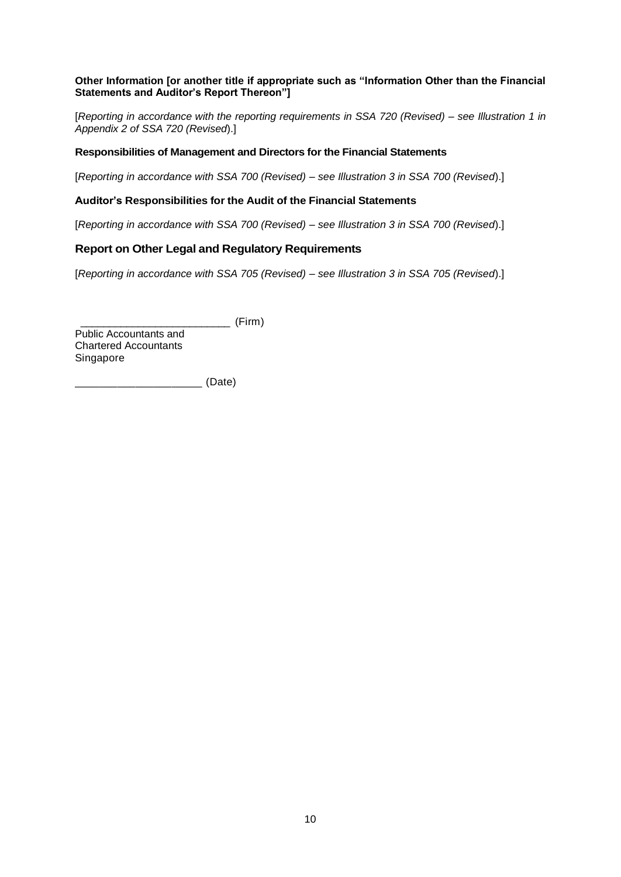**Other Information [or another title if appropriate such as "Information Other than the Financial Statements and Auditor's Report Thereon"]**

[*Reporting in accordance with the reporting requirements in SSA 720 (Revised) – see Illustration 1 in Appendix 2 of SSA 720 (Revised*).]

**Responsibilities of Management and Directors for the Financial Statements**

[*Reporting in accordance with SSA 700 (Revised) – see Illustration 3 in SSA 700 (Revised*).]

**Auditor's Responsibilities for the Audit of the Financial Statements**

[*Reporting in accordance with SSA 700 (Revised) – see Illustration 3 in SSA 700 (Revised*).]

## Report on Other Legal and Regulatory Requirements

[*Reporting in accordance with SSA 705 (Revised) – see Illustration 3 in SSA 705 (Revised*).]

_________________________ (Firm)
Public Accountants and
Chartered Accountants
Singapore

_____________________ (Date)